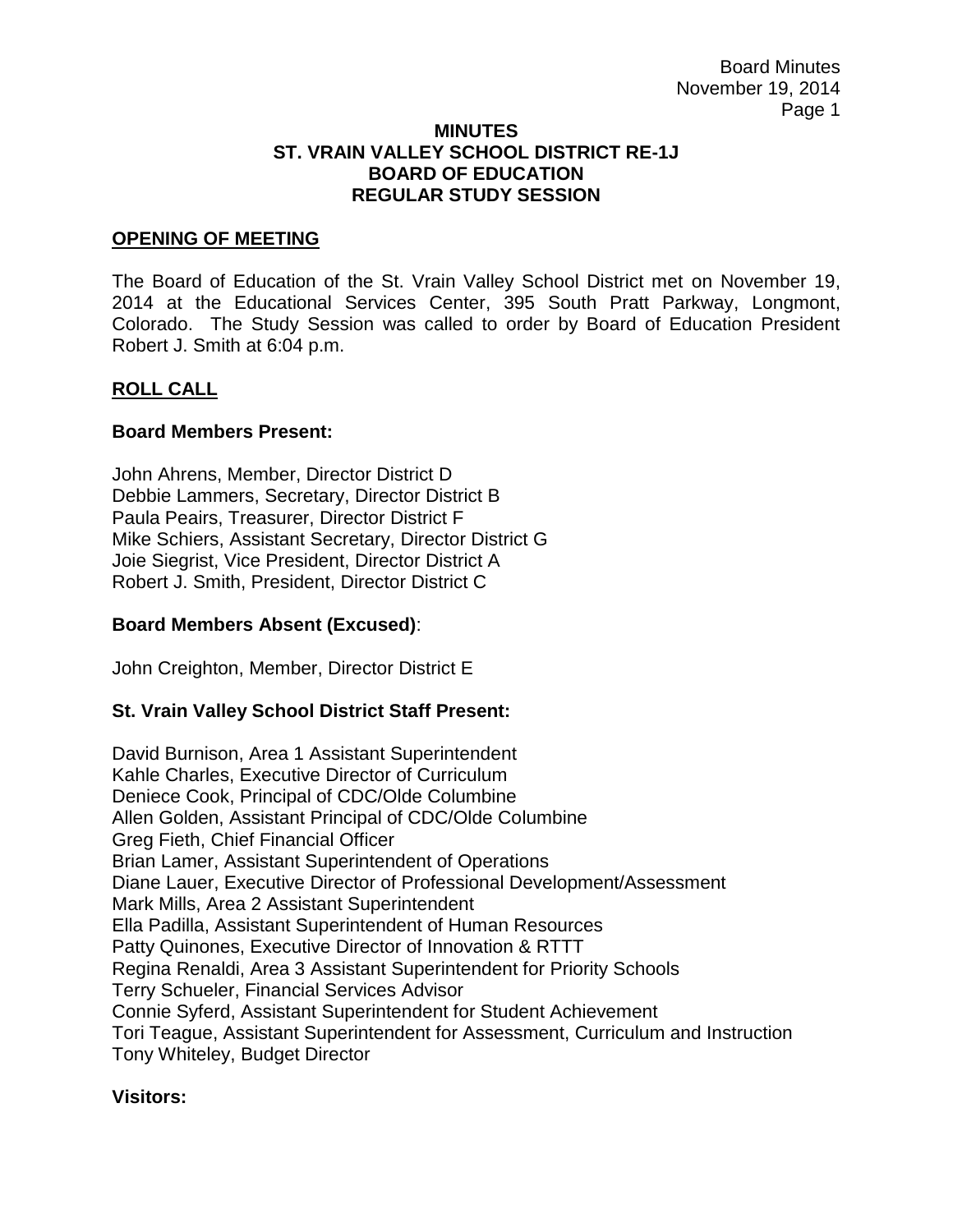**MINUTES**
**ST. VRAIN VALLEY SCHOOL DISTRICT RE-1J**
**BOARD OF EDUCATION**
**REGULAR STUDY SESSION**

## OPENING OF MEETING

The Board of Education of the St. Vrain Valley School District met on November 19, 2014 at the Educational Services Center, 395 South Pratt Parkway, Longmont, Colorado. The Study Session was called to order by Board of Education President Robert J. Smith at 6:04 p.m.

## ROLL CALL

**Board Members Present:**

John Ahrens, Member, Director District D
Debbie Lammers, Secretary, Director District B
Paula Peairs, Treasurer, Director District F
Mike Schiers, Assistant Secretary, Director District G
Joie Siegrist, Vice President, Director District A
Robert J. Smith, President, Director District C

**Board Members Absent (Excused)**:

John Creighton, Member, Director District E

**St. Vrain Valley School District Staff Present:**

David Burnison, Area 1 Assistant Superintendent
Kahle Charles, Executive Director of Curriculum
Deniece Cook, Principal of CDC/Olde Columbine
Allen Golden, Assistant Principal of CDC/Olde Columbine
Greg Fieth, Chief Financial Officer
Brian Lamer, Assistant Superintendent of Operations
Diane Lauer, Executive Director of Professional Development/Assessment
Mark Mills, Area 2 Assistant Superintendent
Ella Padilla, Assistant Superintendent of Human Resources
Patty Quinones, Executive Director of Innovation & RTTT
Regina Renaldi, Area 3 Assistant Superintendent for Priority Schools
Terry Schueler, Financial Services Advisor
Connie Syferd, Assistant Superintendent for Student Achievement
Tori Teague, Assistant Superintendent for Assessment, Curriculum and Instruction
Tony Whiteley, Budget Director

**Visitors:**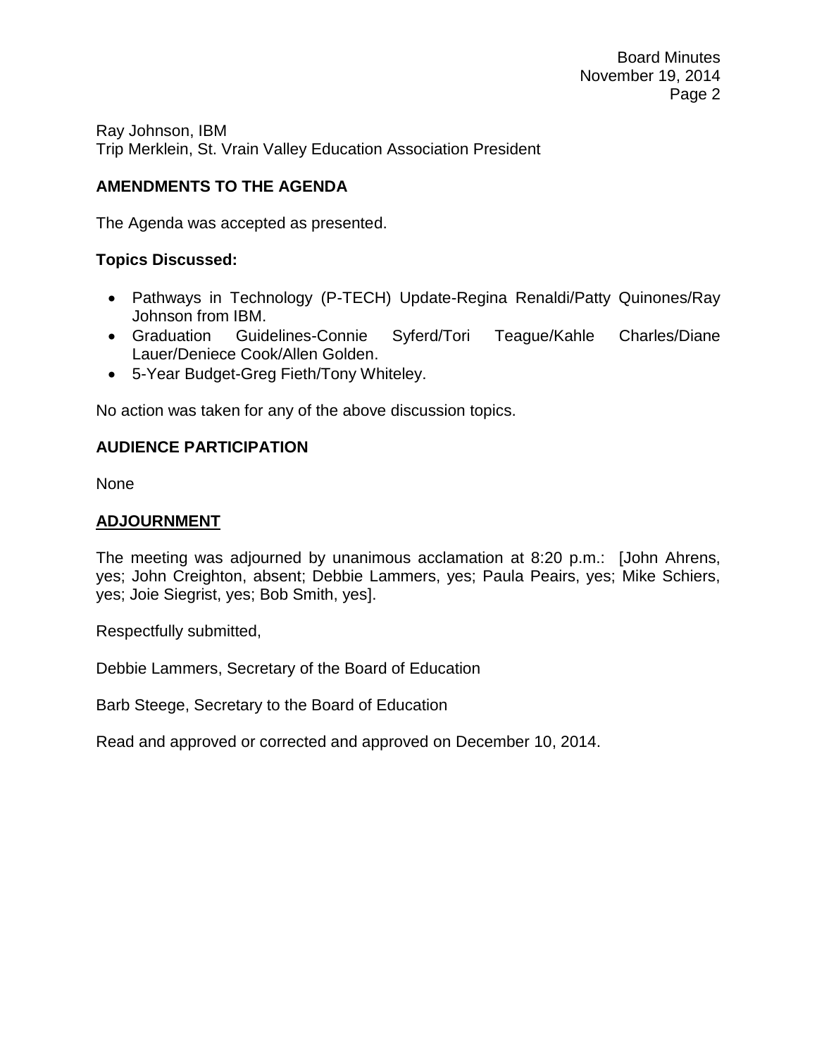Ray Johnson, IBM
Trip Merklein, St. Vrain Valley Education Association President

**AMENDMENTS TO THE AGENDA**

The Agenda was accepted as presented.

**Topics Discussed:**

- Pathways in Technology (P-TECH) Update-Regina Renaldi/Patty Quinones/Ray Johnson from IBM.
- Graduation Guidelines-Connie Syferd/Tori Teague/Kahle Charles/Diane Lauer/Deniece Cook/Allen Golden.
- 5-Year Budget-Greg Fieth/Tony Whiteley.

No action was taken for any of the above discussion topics.

**AUDIENCE PARTICIPATION**

None

**ADJOURNMENT**

The meeting was adjourned by unanimous acclamation at 8:20 p.m.: [John Ahrens, yes; John Creighton, absent; Debbie Lammers, yes; Paula Peairs, yes; Mike Schiers, yes; Joie Siegrist, yes; Bob Smith, yes].

Respectfully submitted,

Debbie Lammers, Secretary of the Board of Education

Barb Steege, Secretary to the Board of Education

Read and approved or corrected and approved on December 10, 2014.